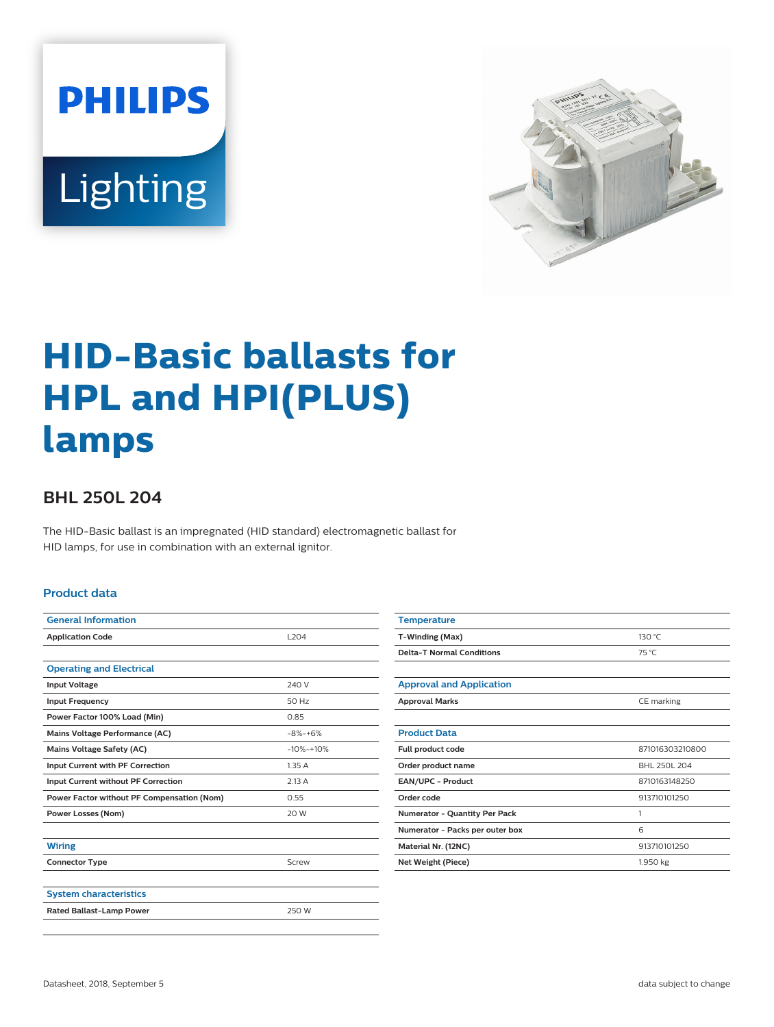# HID-Basic ballasts for HPL and HPI(PLUS) lamps

## BHL 250L 204

The HID-Basic ballast is an impregnated (HID standard) electromagnetic ballast for HID lamps, for use in combination with an external ignitor.

### Product data

| General Information | |
|---|---|
| Application Code | L204 |

| Operating and Electrical | |
|---|---|
| Input Voltage | 240 V |
| Input Frequency | 50 Hz |
| Power Factor 100% Load (Min) | 0.85 |
| Mains Voltage Performance (AC) | -8%-+6% |
| Mains Voltage Safety (AC) | -10%-+10% |
| Input Current with PF Correction | 1.35 A |
| Input Current without PF Correction | 2.13 A |
| Power Factor without PF Compensation (Nom) | 0.55 |
| Power Losses (Nom) | 20 W |

| Wiring | |
|---|---|
| Connector Type | Screw |

| System characteristics | |
|---|---|
| Rated Ballast-Lamp Power | 250 W |

| Temperature | |
|---|---|
| T-Winding (Max) | 130 °C |
| Delta-T Normal Conditions | 75 °C |

| Approval and Application | |
|---|---|
| Approval Marks | CE marking |

| Product Data | |
|---|---|
| Full product code | 871016303210800 |
| Order product name | BHL 250L 204 |
| EAN/UPC - Product | 8710163148250 |
| Order code | 913710101250 |
| Numerator - Quantity Per Pack | 1 |
| Numerator - Packs per outer box | 6 |
| Material Nr. (12NC) | 913710101250 |
| Net Weight (Piece) | 1.950 kg |

Datasheet, 2018, September 5

data subject to change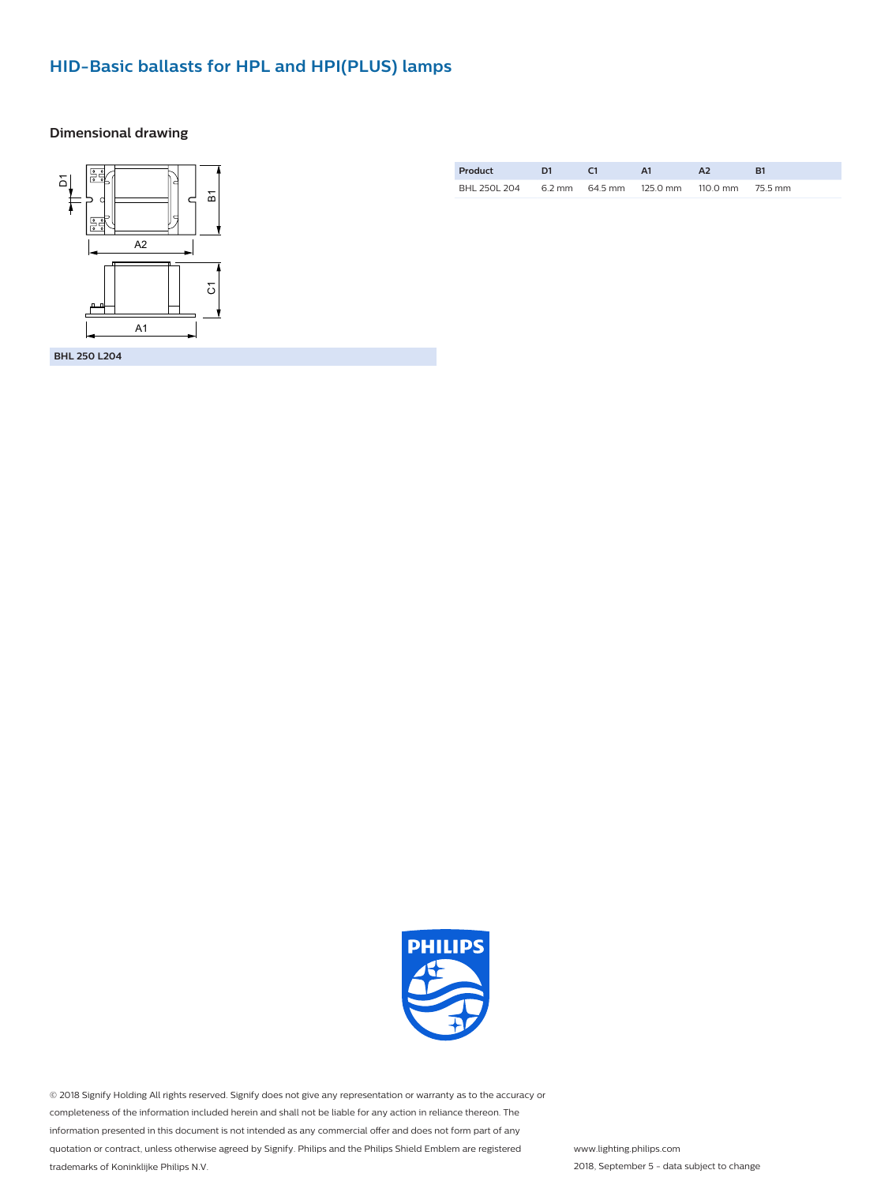## HID-Basic ballasts for HPL and HPI(PLUS) lamps

### Dimensional drawing

D1

B1

A2

C1

A1

**BHL 250 L204**

| Product | D1 | C1 | A1 | A2 | B1 |
|---|---|---|---|---|---|
| BHL 250L 204 | 6.2 mm | 64.5 mm | 125.0 mm | 110.0 mm | 75.5 mm |

© 2018 Signify Holding All rights reserved. Signify does not give any representation or warranty as to the accuracy or completeness of the information included herein and shall not be liable for any action in reliance thereon. The information presented in this document is not intended as any commercial offer and does not form part of any quotation or contract, unless otherwise agreed by Signify. Philips and the Philips Shield Emblem are registered trademarks of Koninklijke Philips N.V.

www.lighting.philips.com

2018, September 5 - data subject to change